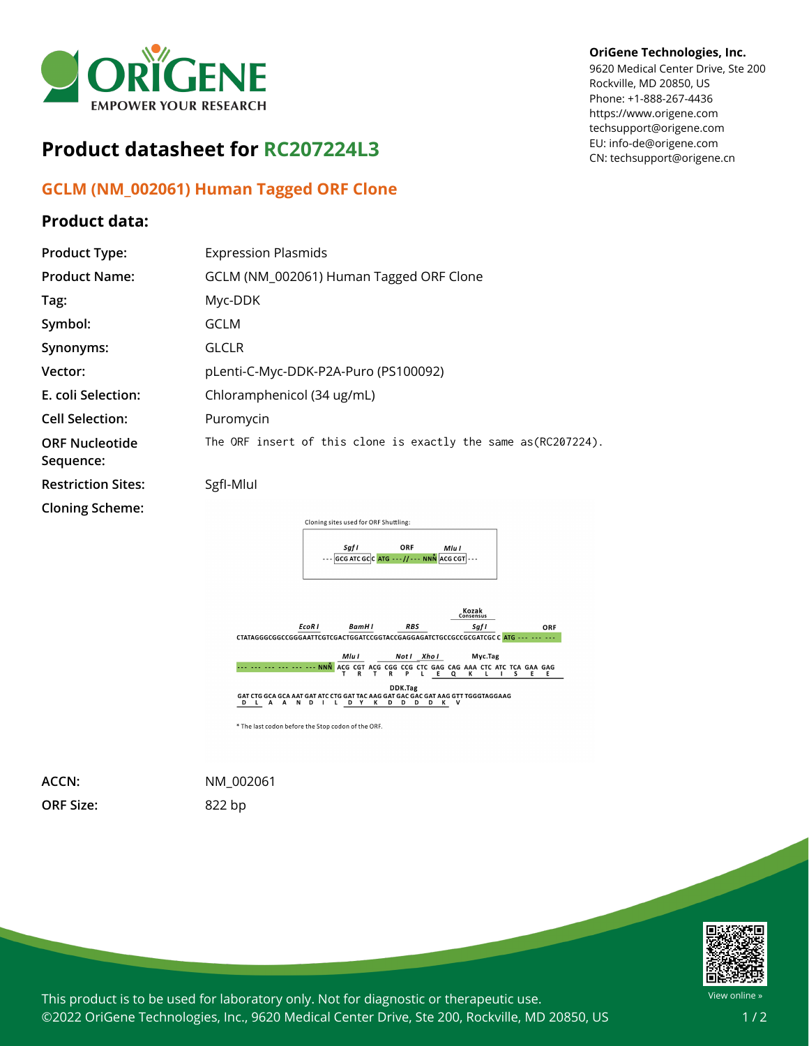OriGene Technologies, Inc.
9620 Medical Center Drive, Ste 200
Rockville, MD 20850, US
Phone: +1-888-267-4436
https://www.origene.com
techsupport@origene.com
EU: info-de@origene.com
CN: techsupport@origene.cn

# Product datasheet for RC207224L3

## GCLM (NM_002061) Human Tagged ORF Clone

### Product data:

| | |
|---|---|
| **Product Type:** | Expression Plasmids |
| **Product Name:** | GCLM (NM_002061) Human Tagged ORF Clone |
| **Tag:** | Myc-DDK |
| **Symbol:** | GCLM |
| **Synonyms:** | GLCLR |
| **Vector:** | pLenti-C-Myc-DDK-P2A-Puro (PS100092) |
| **E. coli Selection:** | Chloramphenicol (34 ug/mL) |
| **Cell Selection:** | Puromycin |
| **ORF Nucleotide Sequence:** | The ORF insert of this clone is exactly the same as(RC207224). |
| **Restriction Sites:** | SgfI-MluI |
| **Cloning Scheme:** | |

Cloning sites used for ORF Shuttling:

```
         SgfI           ORF           MluI
--- GCG ATC GC|C  ATG ---//--- NNN  ACG CGT ---
```

```
                                                                             Kozak
                                                                            Consensus
             EcoR I          BamH I           RBS                    Sgf I            ORF
CTATAGGGCGGCCGGGAATTCGTCGACTGGATCCGGTACCGAGGAGATCTGCCGCCGCGATCGCC ATG --- --- ---

                             Mlu I        Not I  Xho I           Myc.Tag
--- --- --- --- --- --- --- NNN ACG CGT ACG CGG CCG CTC GAG CAG AAA CTC ATC TCA GAA GAG
                                 T   R   T   R   P   L   E   Q   K   L   I   S   E   E

                                     DDK.Tag
GAT CTG GCA GCA AAT GAT ATC CTG GAT TAC AAG GAT GAC GAC GAT AAG GTT TGGGTAGGAAG
 D   L   A   A   N   D   I   L   D   Y   K   D   D   D   D   K   V
```

* The last codon before the Stop codon of the ORF.

| | |
|---|---|
| **ACCN:** | NM_002061 |
| **ORF Size:** | 822 bp |

This product is to be used for laboratory only. Not for diagnostic or therapeutic use.
©2022 OriGene Technologies, Inc., 9620 Medical Center Drive, Ste 200, Rockville, MD 20850, US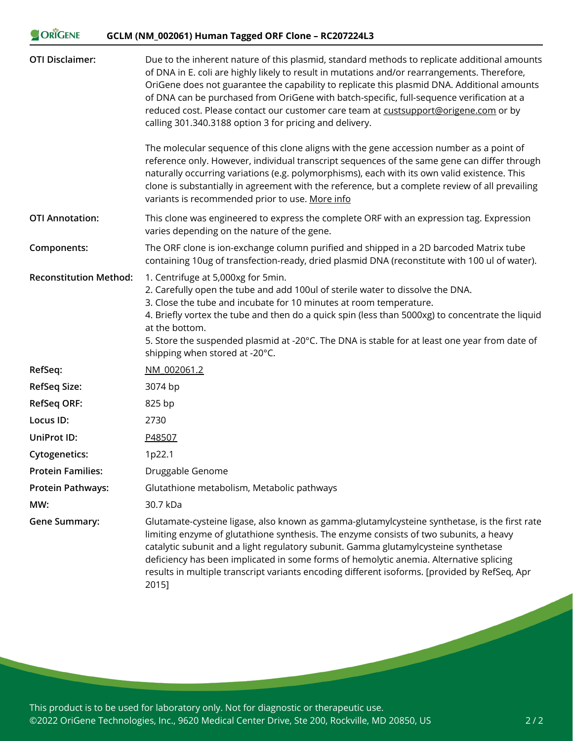| | |
|---|---|
| **OTI Disclaimer:** | Due to the inherent nature of this plasmid, standard methods to replicate additional amounts of DNA in E. coli are highly likely to result in mutations and/or rearrangements. Therefore, OriGene does not guarantee the capability to replicate this plasmid DNA. Additional amounts of DNA can be purchased from OriGene with batch-specific, full-sequence verification at a reduced cost. Please contact our customer care team at custsupport@origene.com or by calling 301.340.3188 option 3 for pricing and delivery.<br><br>The molecular sequence of this clone aligns with the gene accession number as a point of reference only. However, individual transcript sequences of the same gene can differ through naturally occurring variations (e.g. polymorphisms), each with its own valid existence. This clone is substantially in agreement with the reference, but a complete review of all prevailing variants is recommended prior to use. More info |
| **OTI Annotation:** | This clone was engineered to express the complete ORF with an expression tag. Expression varies depending on the nature of the gene. |
| **Components:** | The ORF clone is ion-exchange column purified and shipped in a 2D barcoded Matrix tube containing 10ug of transfection-ready, dried plasmid DNA (reconstitute with 100 ul of water). |
| **Reconstitution Method:** | 1. Centrifuge at 5,000xg for 5min.<br>2. Carefully open the tube and add 100ul of sterile water to dissolve the DNA.<br>3. Close the tube and incubate for 10 minutes at room temperature.<br>4. Briefly vortex the tube and then do a quick spin (less than 5000xg) to concentrate the liquid at the bottom.<br>5. Store the suspended plasmid at -20°C. The DNA is stable for at least one year from date of shipping when stored at -20°C. |
| **RefSeq:** | NM_002061.2 |
| **RefSeq Size:** | 3074 bp |
| **RefSeq ORF:** | 825 bp |
| **Locus ID:** | 2730 |
| **UniProt ID:** | P48507 |
| **Cytogenetics:** | 1p22.1 |
| **Protein Families:** | Druggable Genome |
| **Protein Pathways:** | Glutathione metabolism, Metabolic pathways |
| **MW:** | 30.7 kDa |
| **Gene Summary:** | Glutamate-cysteine ligase, also known as gamma-glutamylcysteine synthetase, is the first rate limiting enzyme of glutathione synthesis. The enzyme consists of two subunits, a heavy catalytic subunit and a light regulatory subunit. Gamma glutamylcysteine synthetase deficiency has been implicated in some forms of hemolytic anemia. Alternative splicing results in multiple transcript variants encoding different isoforms. [provided by RefSeq, Apr 2015] |

This product is to be used for laboratory only. Not for diagnostic or therapeutic use.
©2022 OriGene Technologies, Inc., 9620 Medical Center Drive, Ste 200, Rockville, MD 20850, US